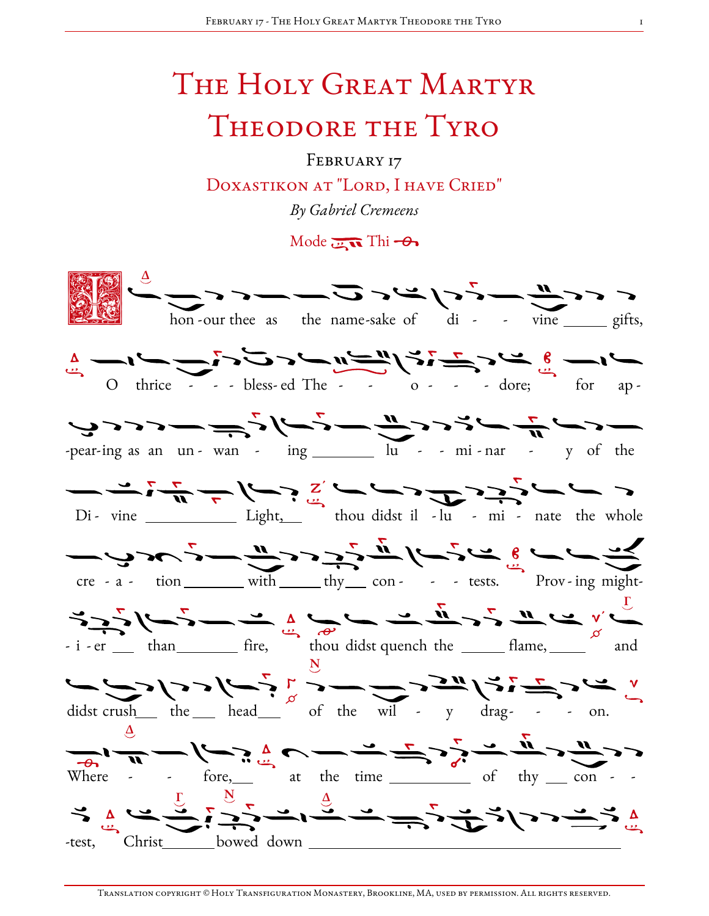# The Holy Great Martyr Theodore the Tyro

February 17

Doxastikon at "Lord, I have Cried"

*By Gabriel Cremeens*

Mode Thi

I hon-our thee as the name-sake of di - - vine gifts, O thrice - - - bless-ed The - - o - - - dore; for ap-pear-ing as an un-wan - ing lu - - mi-nar - y of the Di-vine Light, thou didst il-lu - mi - nate the whole cre - a - tion with thy con - - - tests. Prov-ing might-i-er than fire, thou didst quench the flame, and didst crush the head of the wil - y drag - - - on. Where - - fore, at the time of thy con - - -test, Christ bowed down

Translation copyright © Holy Transfiguration Monastery, Brookline, MA, used by permission. All rights reserved.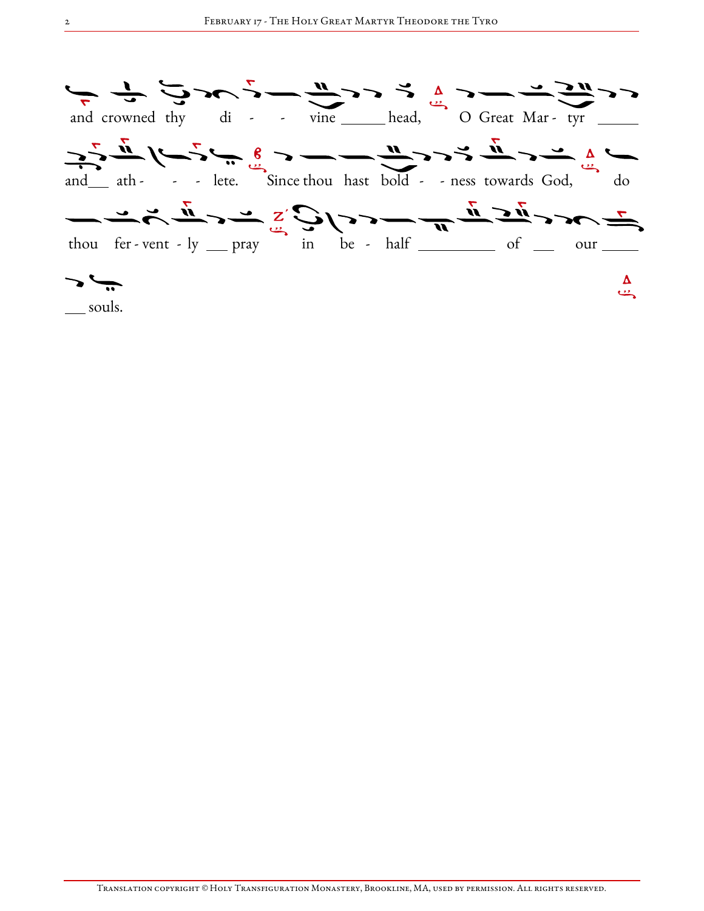and crowned thy di - - vine ______ head, O Great Mar - tyr _____

and___ ath - - - lete. Since thou hast bold - - ness towards God, do

thou fer - vent - ly ___ pray in be - half _________ of ___ our _____

___ souls.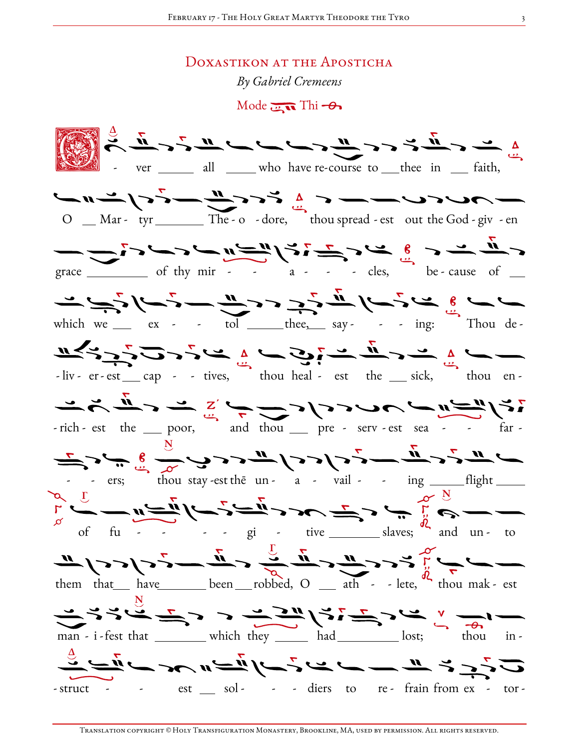# Doxastikon at the Aposticha

*By Gabriel Cremeens*

Mode Thi

O - ver all who have re-course to thee in faith, O Mar - tyr The - o - dore, thou spread - est out the God - giv - en grace of thy mir - - a - - - cles, be - cause of which we ex - - tol thee, say - - - ing: Thou de - - liv - er - est cap - - tives, thou heal - est the sick, thou en - - rich - est the poor, and thou pre - serv - est sea - - far - - - ers; thou stay - est thē un - a - vail - - ing flight of fu - - - - - gi - tive slaves; and un - to them that have been robbed, O ath - - lete, thou mak - est man - i - fest that which they had lost; thou in - - struct - - est sol - - - diers to re - frain from ex - tor -

Translation copyright © Holy Transfiguration Monastery, Brookline, MA, used by permission. All rights reserved.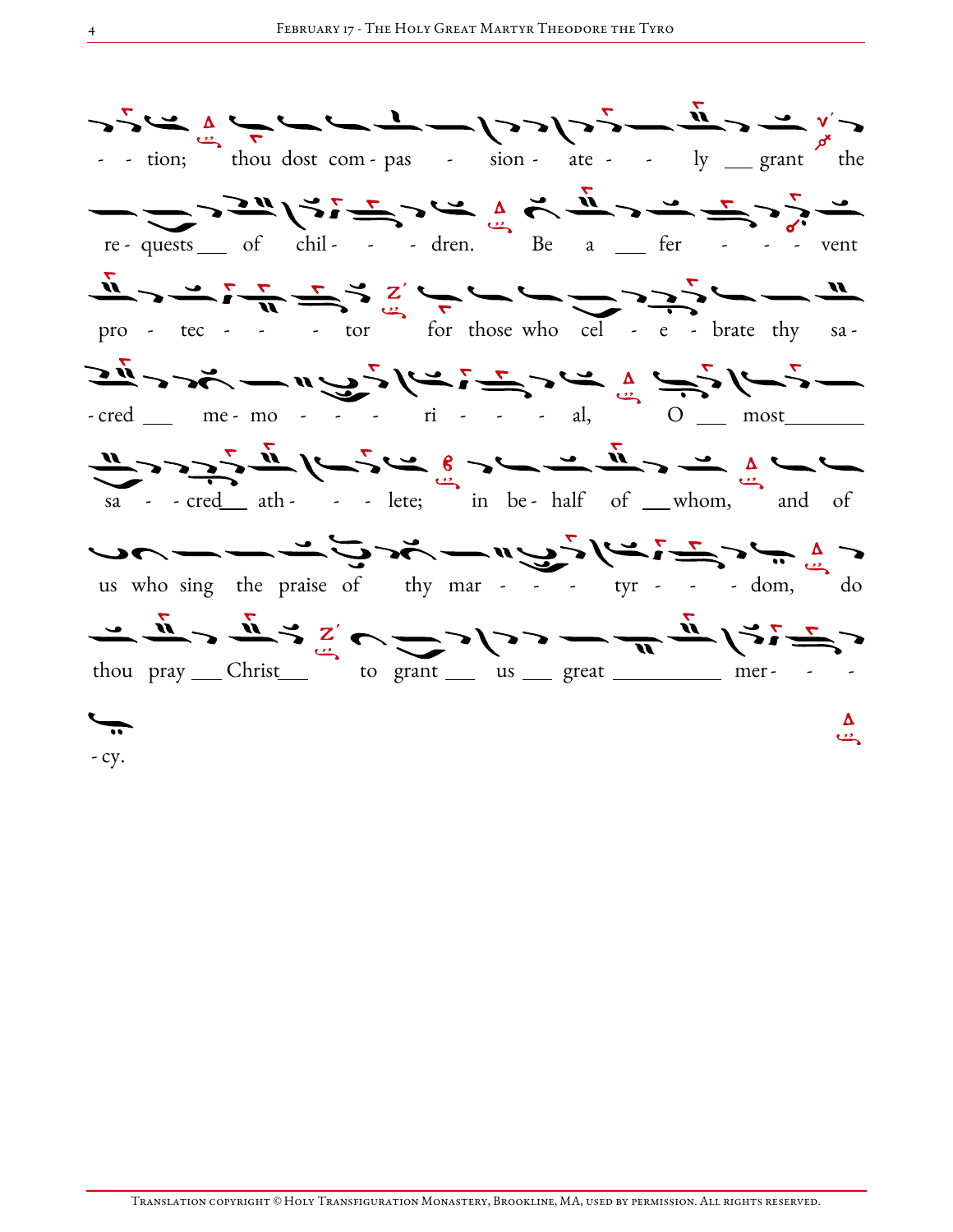- - tion; thou dost com - pas - sion - ate - - ly ___ grant the

re - quests ___ of chil - - - dren. Be a ___ fer - - - vent

pro - tec - - - tor for those who cel - e - brate thy sa -

- cred ___ me - mo - - - ri - - - al, O ___ most ________

sa - - cred ___ ath - - - lete; in be - half of ___ whom, and of

us who sing the praise of thy mar - - - tyr - - - dom, do

thou pray ___ Christ ___ to grant ___ us ___ great __________ mer - - -

- cy.